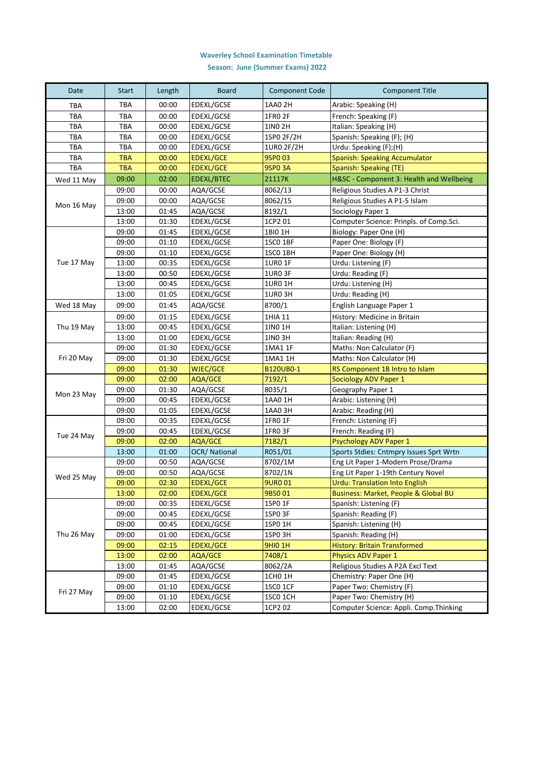**Waverley School Examination Timetable**

**Season: June (Summer Exams) 2022**

| Date | Start | Length | Board | Component Code | Component Title |
|---|---|---|---|---|---|
| TBA | TBA | 00:00 | EDEXL/GCSE | 1AA0 2H | Arabic: Speaking (H) |
| TBA | TBA | 00:00 | EDEXL/GCSE | 1FR0 2F | French: Speaking (F) |
| TBA | TBA | 00:00 | EDEXL/GCSE | 1IN0 2H | Italian: Speaking (H) |
| TBA | TBA | 00:00 | EDEXL/GCSE | 1SP0 2F/2H | Spanish: Speaking (F); (H) |
| TBA | TBA | 00:00 | EDEXL/GCSE | 1UR0 2F/2H | Urdu: Speaking (F);(H) |
| TBA | TBA | 00:00 | EDEXL/GCE | 9SP0 03 | Spanish: Speaking Accumulator |
| TBA | TBA | 00:00 | EDEXL/GCE | 9SP0 3A | Spanish: Speaking (TE) |
| Wed 11 May | 09:00 | 02:00 | EDEXL/BTEC | 21117K | H&SC - Component 3: Health and Wellbeing |
| Mon 16 May | 09:00 | 00:00 | AQA/GCSE | 8062/13 | Religious Studies A P1-3 Christ |
| | 09:00 | 00:00 | AQA/GCSE | 8062/15 | Religious Studies A P1-5 Islam |
| | 13:00 | 01:45 | AQA/GCSE | 8192/1 | Sociology Paper 1 |
| | 13:00 | 01:30 | EDEXL/GCSE | 1CP2 01 | Computer Science: Prinpls. of Comp.Sci. |
| Tue 17 May | 09:00 | 01:45 | EDEXL/GCSE | 1BI0 1H | Biology: Paper One (H) |
| | 09:00 | 01:10 | EDEXL/GCSE | 1SC0 1BF | Paper One: Biology (F) |
| | 09:00 | 01:10 | EDEXL/GCSE | 1SC0 1BH | Paper One: Biology (H) |
| | 13:00 | 00:35 | EDEXL/GCSE | 1UR0 1F | Urdu: Listening (F) |
| | 13:00 | 00:50 | EDEXL/GCSE | 1UR0 3F | Urdu: Reading (F) |
| | 13:00 | 00:45 | EDEXL/GCSE | 1UR0 1H | Urdu: Listening (H) |
| | 13:00 | 01:05 | EDEXL/GCSE | 1UR0 3H | Urdu: Reading (H) |
| Wed 18 May | 09:00 | 01:45 | AQA/GCSE | 8700/1 | English Language Paper 1 |
| Thu 19 May | 09:00 | 01:15 | EDEXL/GCSE | 1HIA 11 | History: Medicine in Britain |
| | 13:00 | 00:45 | EDEXL/GCSE | 1IN0 1H | Italian: Listening (H) |
| | 13:00 | 01:00 | EDEXL/GCSE | 1IN0 3H | Italian: Reading (H) |
| Fri 20 May | 09:00 | 01:30 | EDEXL/GCSE | 1MA1 1F | Maths: Non Calculator (F) |
| | 09:00 | 01:30 | EDEXL/GCSE | 1MA1 1H | Maths: Non Calculator (H) |
| | 09:00 | 01:30 | WJEC/GCE | B120UB0-1 | RS Component 1B Intro to Islam |
| Mon 23 May | 09:00 | 02:00 | AQA/GCE | 7192/1 | Sociology ADV Paper 1 |
| | 09:00 | 01:30 | AQA/GCSE | 8035/1 | Geography Paper 1 |
| | 09:00 | 00:45 | EDEXL/GCSE | 1AA0 1H | Arabic: Listening (H) |
| | 09:00 | 01:05 | EDEXL/GCSE | 1AA0 3H | Arabic: Reading (H) |
| Tue 24 May | 09:00 | 00:35 | EDEXL/GCSE | 1FR0 1F | French: Listening (F) |
| | 09:00 | 00:45 | EDEXL/GCSE | 1FR0 3F | French: Reading (F) |
| | 09:00 | 02:00 | AQA/GCE | 7182/1 | Psychology ADV Paper 1 |
| | 13:00 | 01:00 | OCR/ National | R051/01 | Sports Stdies: Cntmpry Issues Sprt Wrtn |
| Wed 25 May | 09:00 | 00:50 | AQA/GCSE | 8702/1M | Eng Lit Paper 1-Modern Prose/Drama |
| | 09:00 | 00:50 | AQA/GCSE | 8702/1N | Eng Lit Paper 1-19th Century Novel |
| | 09:00 | 02:30 | EDEXL/GCE | 9UR0 01 | Urdu: Translation Into English |
| | 13:00 | 02:00 | EDEXL/GCE | 9BS0 01 | Business: Market, People & Global BU |
| Thu 26 May | 09:00 | 00:35 | EDEXL/GCSE | 1SP0 1F | Spanish: Listening (F) |
| | 09:00 | 00:45 | EDEXL/GCSE | 1SP0 3F | Spanish: Reading (F) |
| | 09:00 | 00:45 | EDEXL/GCSE | 1SP0 1H | Spanish: Listening (H) |
| | 09:00 | 01:00 | EDEXL/GCSE | 1SP0 3H | Spanish: Reading (H) |
| | 09:00 | 02:15 | EDEXL/GCE | 9HI0 1H | History: Britain Transformed |
| | 13:00 | 02:00 | AQA/GCE | 7408/1 | Physics ADV Paper 1 |
| | 13:00 | 01:45 | AQA/GCSE | 8062/2A | Religious Studies A P2A Excl Text |
| Fri 27 May | 09:00 | 01:45 | EDEXL/GCSE | 1CH0 1H | Chemistry: Paper One (H) |
| | 09:00 | 01:10 | EDEXL/GCSE | 1SC0 1CF | Paper Two: Chemistry (F) |
| | 09:00 | 01:10 | EDEXL/GCSE | 1SC0 1CH | Paper Two: Chemistry (H) |
| | 13:00 | 02:00 | EDEXL/GCSE | 1CP2 02 | Computer Science: Appli. Comp.Thinking |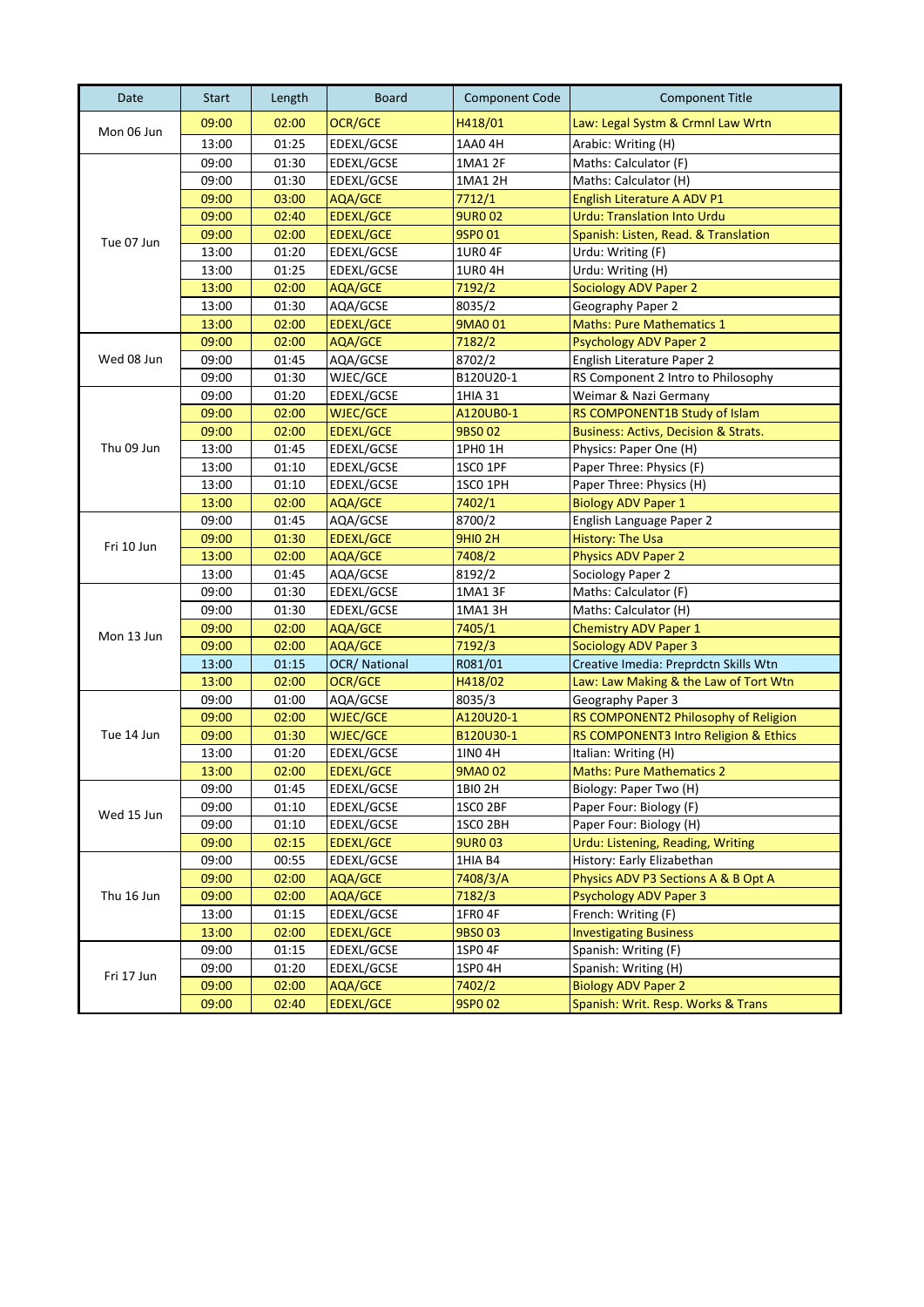| Date | Start | Length | Board | Component Code | Component Title |
|---|---|---|---|---|---|
| Mon 06 Jun | 09:00 | 02:00 | OCR/GCE | H418/01 | Law: Legal Systm & Crmnl Law Wrtn |
| | 13:00 | 01:25 | EDEXL/GCSE | 1AA0 4H | Arabic: Writing (H) |
| Tue 07 Jun | 09:00 | 01:30 | EDEXL/GCSE | 1MA1 2F | Maths: Calculator (F) |
| | 09:00 | 01:30 | EDEXL/GCSE | 1MA1 2H | Maths: Calculator (H) |
| | 09:00 | 03:00 | AQA/GCE | 7712/1 | English Literature A ADV P1 |
| | 09:00 | 02:40 | EDEXL/GCE | 9UR0 02 | Urdu: Translation Into Urdu |
| | 09:00 | 02:00 | EDEXL/GCE | 9SP0 01 | Spanish: Listen, Read. & Translation |
| | 13:00 | 01:20 | EDEXL/GCSE | 1UR0 4F | Urdu: Writing (F) |
| | 13:00 | 01:25 | EDEXL/GCSE | 1UR0 4H | Urdu: Writing (H) |
| | 13:00 | 02:00 | AQA/GCE | 7192/2 | Sociology ADV Paper 2 |
| | 13:00 | 01:30 | AQA/GCSE | 8035/2 | Geography Paper 2 |
| | 13:00 | 02:00 | EDEXL/GCE | 9MA0 01 | Maths: Pure Mathematics 1 |
| Wed 08 Jun | 09:00 | 02:00 | AQA/GCE | 7182/2 | Psychology ADV Paper 2 |
| | 09:00 | 01:45 | AQA/GCSE | 8702/2 | English Literature Paper 2 |
| | 09:00 | 01:30 | WJEC/GCE | B120U20-1 | RS Component 2 Intro to Philosophy |
| Thu 09 Jun | 09:00 | 01:20 | EDEXL/GCSE | 1HIA 31 | Weimar & Nazi Germany |
| | 09:00 | 02:00 | WJEC/GCE | A120UB0-1 | RS COMPONENT1B Study of Islam |
| | 09:00 | 02:00 | EDEXL/GCE | 9BS0 02 | Business: Activs, Decision & Strats. |
| | 13:00 | 01:45 | EDEXL/GCSE | 1PH0 1H | Physics: Paper One (H) |
| | 13:00 | 01:10 | EDEXL/GCSE | 1SC0 1PF | Paper Three: Physics (F) |
| | 13:00 | 01:10 | EDEXL/GCSE | 1SC0 1PH | Paper Three: Physics (H) |
| | 13:00 | 02:00 | AQA/GCE | 7402/1 | Biology ADV Paper 1 |
| Fri 10 Jun | 09:00 | 01:45 | AQA/GCSE | 8700/2 | English Language Paper 2 |
| | 09:00 | 01:30 | EDEXL/GCE | 9HI0 2H | History: The Usa |
| | 13:00 | 02:00 | AQA/GCE | 7408/2 | Physics ADV Paper 2 |
| | 13:00 | 01:45 | AQA/GCSE | 8192/2 | Sociology Paper 2 |
| Mon 13 Jun | 09:00 | 01:30 | EDEXL/GCSE | 1MA1 3F | Maths: Calculator (F) |
| | 09:00 | 01:30 | EDEXL/GCSE | 1MA1 3H | Maths: Calculator (H) |
| | 09:00 | 02:00 | AQA/GCE | 7405/1 | Chemistry ADV Paper 1 |
| | 09:00 | 02:00 | AQA/GCE | 7192/3 | Sociology ADV Paper 3 |
| | 13:00 | 01:15 | OCR/ National | R081/01 | Creative Imedia: Preprdctn Skills Wtn |
| | 13:00 | 02:00 | OCR/GCE | H418/02 | Law: Law Making & the Law of Tort Wtn |
| Tue 14 Jun | 09:00 | 01:00 | AQA/GCSE | 8035/3 | Geography Paper 3 |
| | 09:00 | 02:00 | WJEC/GCE | A120U20-1 | RS COMPONENT2 Philosophy of Religion |
| | 09:00 | 01:30 | WJEC/GCE | B120U30-1 | RS COMPONENT3 Intro Religion & Ethics |
| | 13:00 | 01:20 | EDEXL/GCSE | 1IN0 4H | Italian: Writing (H) |
| | 13:00 | 02:00 | EDEXL/GCE | 9MA0 02 | Maths: Pure Mathematics 2 |
| Wed 15 Jun | 09:00 | 01:45 | EDEXL/GCSE | 1BI0 2H | Biology: Paper Two (H) |
| | 09:00 | 01:10 | EDEXL/GCSE | 1SC0 2BF | Paper Four: Biology (F) |
| | 09:00 | 01:10 | EDEXL/GCSE | 1SC0 2BH | Paper Four: Biology (H) |
| | 09:00 | 02:15 | EDEXL/GCE | 9UR0 03 | Urdu: Listening, Reading, Writing |
| Thu 16 Jun | 09:00 | 00:55 | EDEXL/GCSE | 1HIA B4 | History: Early Elizabethan |
| | 09:00 | 02:00 | AQA/GCE | 7408/3/A | Physics ADV P3 Sections A & B Opt A |
| | 09:00 | 02:00 | AQA/GCE | 7182/3 | Psychology ADV Paper 3 |
| | 13:00 | 01:15 | EDEXL/GCSE | 1FR0 4F | French: Writing (F) |
| | 13:00 | 02:00 | EDEXL/GCE | 9BS0 03 | Investigating Business |
| Fri 17 Jun | 09:00 | 01:15 | EDEXL/GCSE | 1SP0 4F | Spanish: Writing (F) |
| | 09:00 | 01:20 | EDEXL/GCSE | 1SP0 4H | Spanish: Writing (H) |
| | 09:00 | 02:00 | AQA/GCE | 7402/2 | Biology ADV Paper 2 |
| | 09:00 | 02:40 | EDEXL/GCE | 9SP0 02 | Spanish: Writ. Resp. Works & Trans |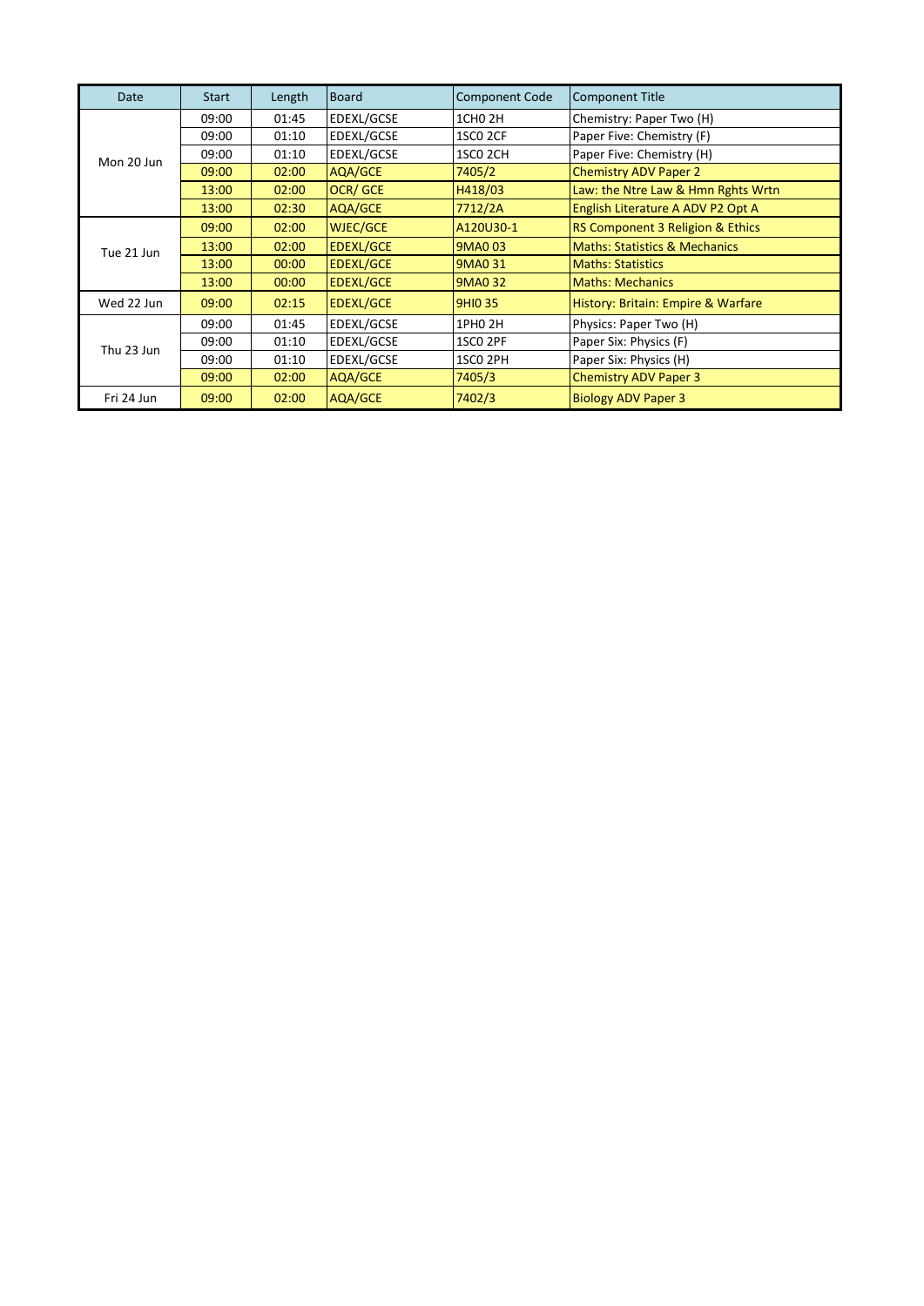| Date | Start | Length | Board | Component Code | Component Title |
| --- | --- | --- | --- | --- | --- |
| Mon 20 Jun | 09:00 | 01:45 | EDEXL/GCSE | 1CH0 2H | Chemistry: Paper Two (H) |
| | 09:00 | 01:10 | EDEXL/GCSE | 1SC0 2CF | Paper Five: Chemistry (F) |
| | 09:00 | 01:10 | EDEXL/GCSE | 1SC0 2CH | Paper Five: Chemistry (H) |
| | 09:00 | 02:00 | AQA/GCE | 7405/2 | Chemistry ADV Paper 2 |
| | 13:00 | 02:00 | OCR/ GCE | H418/03 | Law: the Ntre Law & Hmn Rghts Wrtn |
| | 13:00 | 02:30 | AQA/GCE | 7712/2A | English Literature A ADV P2 Opt A |
| Tue 21 Jun | 09:00 | 02:00 | WJEC/GCE | A120U30-1 | RS Component 3 Religion & Ethics |
| | 13:00 | 02:00 | EDEXL/GCE | 9MA0 03 | Maths: Statistics & Mechanics |
| | 13:00 | 00:00 | EDEXL/GCE | 9MA0 31 | Maths: Statistics |
| | 13:00 | 00:00 | EDEXL/GCE | 9MA0 32 | Maths: Mechanics |
| Wed 22 Jun | 09:00 | 02:15 | EDEXL/GCE | 9HI0 35 | History: Britain: Empire & Warfare |
| Thu 23 Jun | 09:00 | 01:45 | EDEXL/GCSE | 1PH0 2H | Physics: Paper Two (H) |
| | 09:00 | 01:10 | EDEXL/GCSE | 1SC0 2PF | Paper Six: Physics (F) |
| | 09:00 | 01:10 | EDEXL/GCSE | 1SC0 2PH | Paper Six: Physics (H) |
| | 09:00 | 02:00 | AQA/GCE | 7405/3 | Chemistry ADV Paper 3 |
| Fri 24 Jun | 09:00 | 02:00 | AQA/GCE | 7402/3 | Biology ADV Paper 3 |